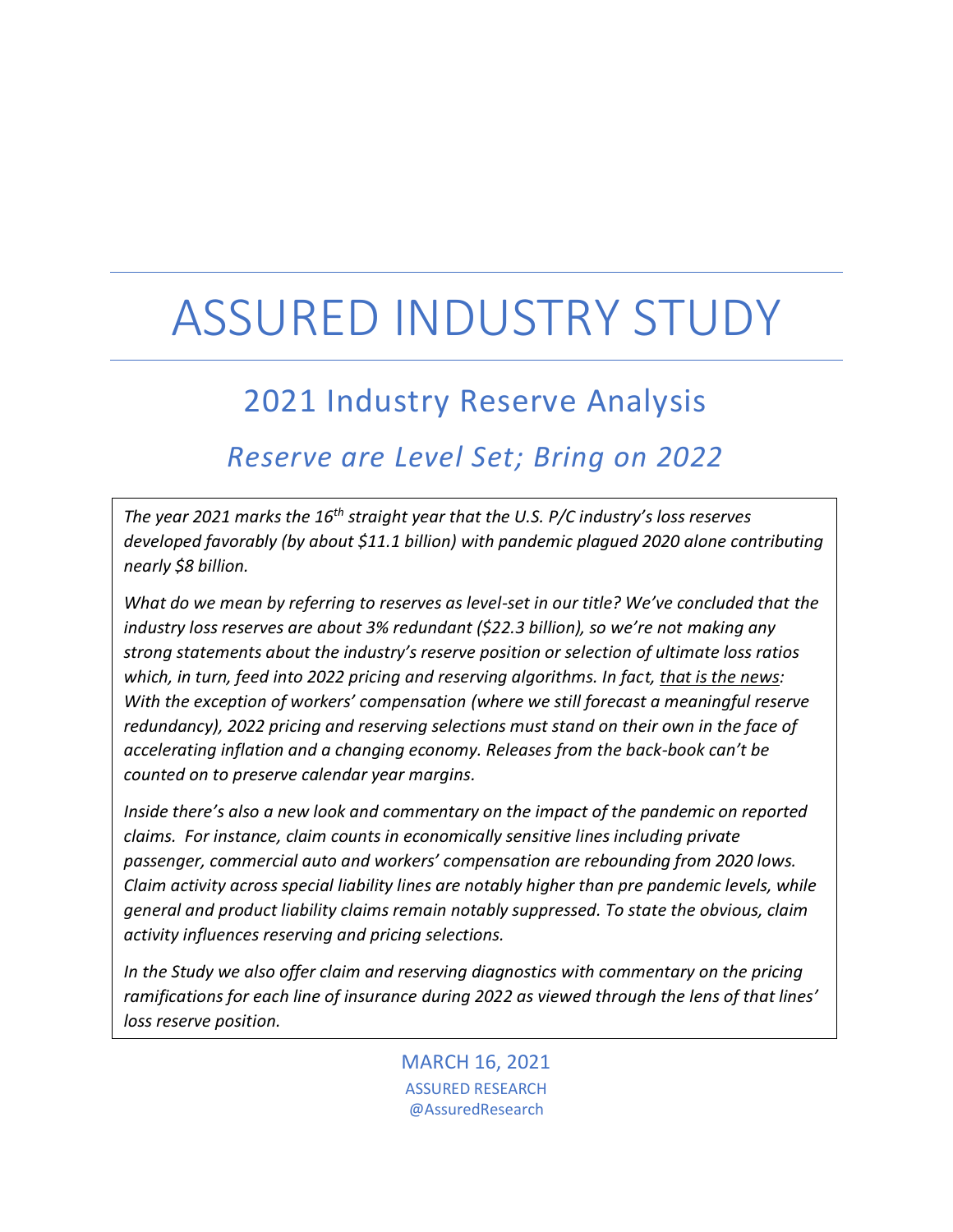# ASSURED INDUSTRY STUDY

## 2021 Industry Reserve Analysis

### *Reserve are Level Set; Bring on 2022*

*The year 2021 marks the 16th straight year that the U.S. P/C industry's loss reserves developed favorably (by about $11.1 billion) with pandemic plagued 2020 alone contributing nearly $8 billion.*

*What do we mean by referring to reserves as level-set in our title? We've concluded that the industry loss reserves are about 3% redundant ($22.3 billion), so we're not making any strong statements about the industry's reserve position or selection of ultimate loss ratios which, in turn, feed into 2022 pricing and reserving algorithms. In fact, <u>that is the news</u>: With the exception of workers' compensation (where we still forecast a meaningful reserve redundancy), 2022 pricing and reserving selections must stand on their own in the face of accelerating inflation and a changing economy. Releases from the back-book can't be counted on to preserve calendar year margins.*

*Inside there's also a new look and commentary on the impact of the pandemic on reported claims. For instance, claim counts in economically sensitive lines including private passenger, commercial auto and workers' compensation are rebounding from 2020 lows. Claim activity across special liability lines are notably higher than pre pandemic levels, while general and product liability claims remain notably suppressed. To state the obvious, claim activity influences reserving and pricing selections.*

*In the Study we also offer claim and reserving diagnostics with commentary on the pricing ramifications for each line of insurance during 2022 as viewed through the lens of that lines' loss reserve position.*

MARCH 16, 2021

ASSURED RESEARCH

@AssuredResearch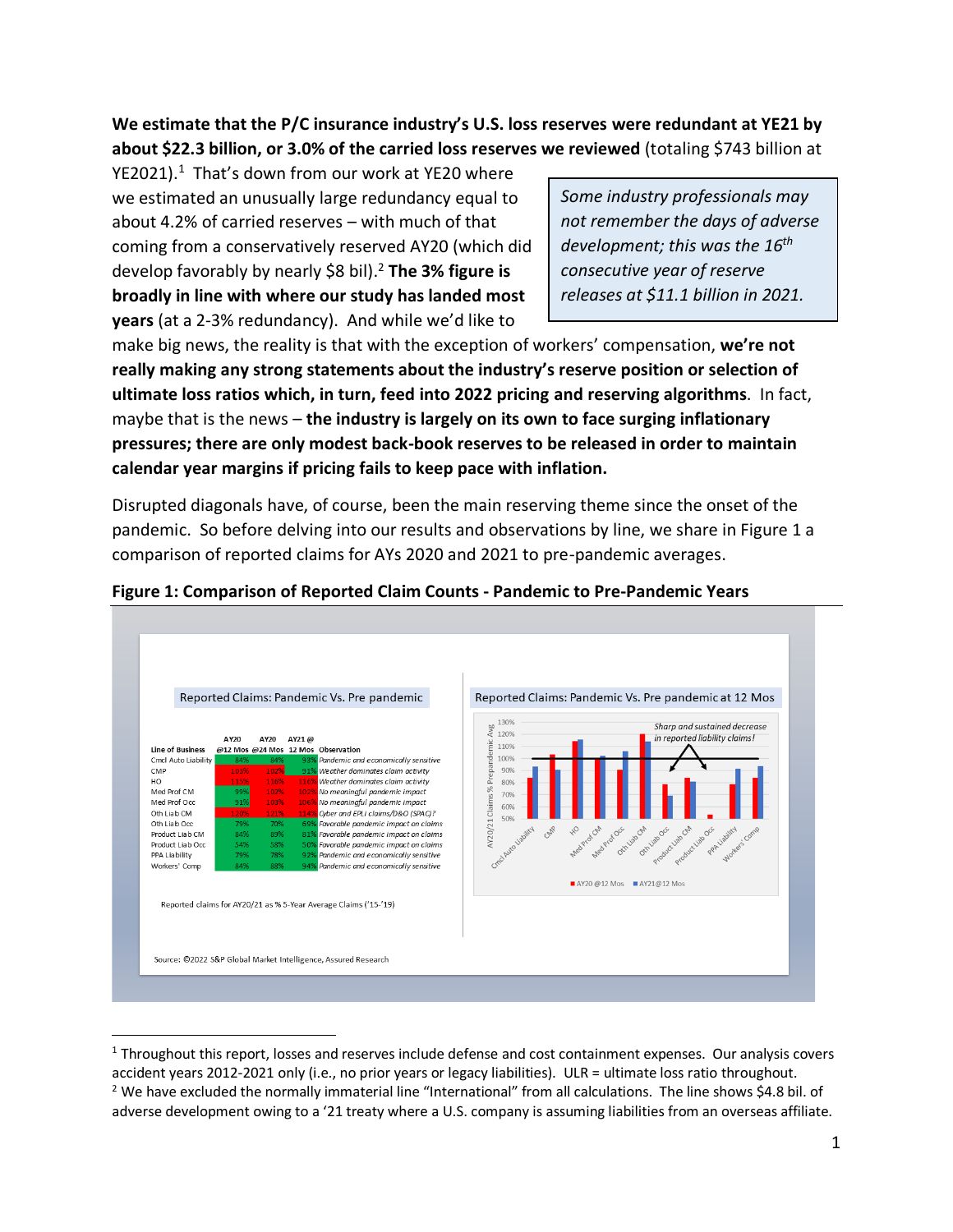**We estimate that the P/C insurance industry's U.S. loss reserves were redundant at YE21 by about $22.3 billion, or 3.0% of the carried loss reserves we reviewed** (totaling $743 billion at YE2021).[1] That's down from our work at YE20 where we estimated an unusually large redundancy equal to about 4.2% of carried reserves – with much of that coming from a conservatively reserved AY20 (which did develop favorably by nearly $8 bil).[2] **The 3% figure is broadly in line with where our study has landed most years** (at a 2-3% redundancy). And while we'd like to make big news, the reality is that with the exception of workers' compensation, **we're not really making any strong statements about the industry's reserve position or selection of ultimate loss ratios which, in turn, feed into 2022 pricing and reserving algorithms**. In fact, maybe that is the news – **the industry is largely on its own to face surging inflationary pressures; there are only modest back-book reserves to be released in order to maintain calendar year margins if pricing fails to keep pace with inflation.**

> *Some industry professionals may not remember the days of adverse development; this was the 16th consecutive year of reserve releases at $11.1 billion in 2021.*

Disrupted diagonals have, of course, been the main reserving theme since the onset of the pandemic. So before delving into our results and observations by line, we share in Figure 1 a comparison of reported claims for AYs 2020 and 2021 to pre-pandemic averages.

**Figure 1: Comparison of Reported Claim Counts - Pandemic to Pre-Pandemic Years**

Reported Claims: Pandemic Vs. Pre pandemic

| Line of Business | AY20 @12 Mos | AY20 @24 Mos | AY21 @ 12 Mos | Observation |
|---|---|---|---|---|
| Cmcl Auto Liability | 84% | 84% | 93% | *Pandemic and economically sensitive* |
| CMP | 103% | 102% | 91% | *Weather dominates claim activity* |
| HO | 115% | 116% | 116% | *Weather dominates claim activity* |
| Med Prof CM | 99% | 102% | 102% | *No meaningful pandemic impact* |
| Med Prof Occ | 91% | 103% | 106% | *No meaningful pandemic impact* |
| Oth Liab CM | 120% | 121% | 114% | *Cyber and EPLI claims/D&O (SPAC)?* |
| Oth Liab Occ | 79% | 70% | 69% | *Favorable pandemic impact on claims* |
| Product Liab CM | 84% | 89% | 81% | *Favorable pandemic impact on claims* |
| Product Liab Occ | 54% | 58% | 50% | *Favorable pandemic impact on claims* |
| PPA Liability | 79% | 78% | 92% | *Pandemic and economically sensitive* |
| Workers' Comp | 84% | 88% | 94% | *Pandemic and economically sensitive* |

Reported claims for AY20/21 as % 5-Year Average Claims ('15-'19)

Reported Claims: Pandemic Vs. Pre pandemic at 12 Mos

*Sharp and sustained decrease in reported liability claims!*

Source: ©2022 S&P Global Market Intelligence, Assured Research

[1] Throughout this report, losses and reserves include defense and cost containment expenses. Our analysis covers accident years 2012-2021 only (i.e., no prior years or legacy liabilities). ULR = ultimate loss ratio throughout.

[2] We have excluded the normally immaterial line "International" from all calculations. The line shows $4.8 bil. of adverse development owing to a '21 treaty where a U.S. company is assuming liabilities from an overseas affiliate.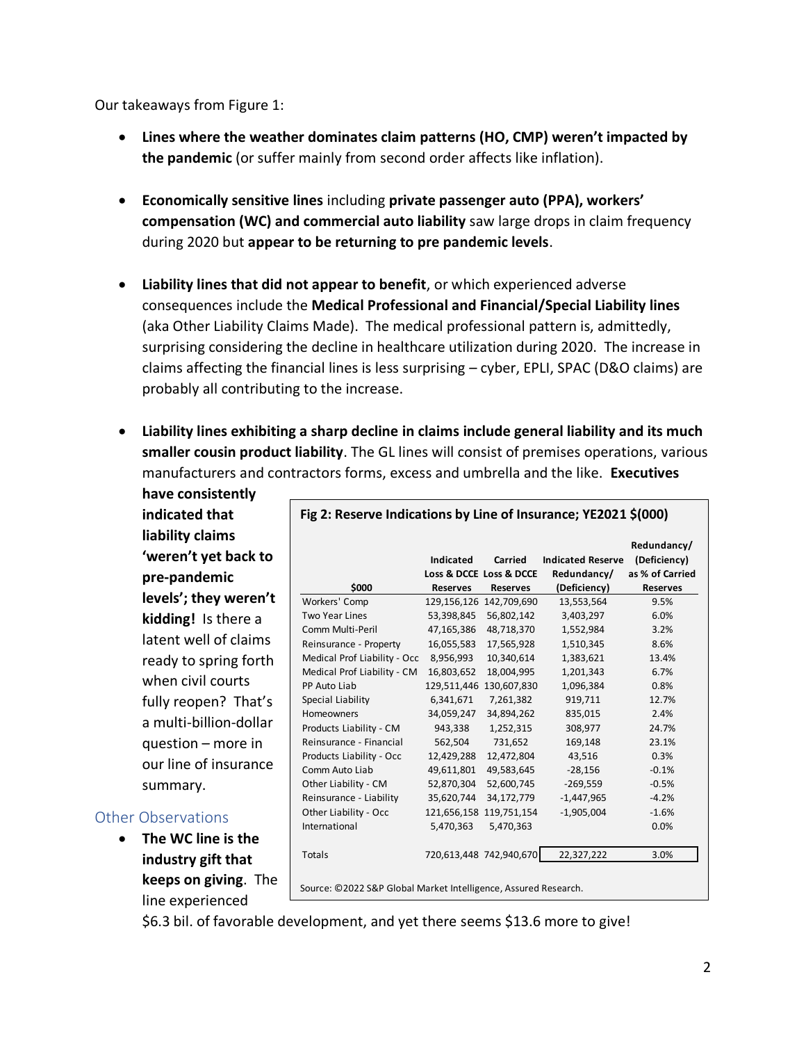Our takeaways from Figure 1:

- **Lines where the weather dominates claim patterns (HO, CMP) weren't impacted by the pandemic** (or suffer mainly from second order affects like inflation).

- **Economically sensitive lines** including **private passenger auto (PPA), workers' compensation (WC) and commercial auto liability** saw large drops in claim frequency during 2020 but **appear to be returning to pre pandemic levels**.

- **Liability lines that did not appear to benefit**, or which experienced adverse consequences include the **Medical Professional and Financial/Special Liability lines** (aka Other Liability Claims Made). The medical professional pattern is, admittedly, surprising considering the decline in healthcare utilization during 2020. The increase in claims affecting the financial lines is less surprising – cyber, EPLI, SPAC (D&O claims) are probably all contributing to the increase.

- **Liability lines exhibiting a sharp decline in claims include general liability and its much smaller cousin product liability**. The GL lines will consist of premises operations, various manufacturers and contractors forms, excess and umbrella and the like. **Executives have consistently indicated that liability claims 'weren't yet back to pre-pandemic levels'; they weren't kidding!** Is there a latent well of claims ready to spring forth when civil courts fully reopen? That's a multi-billion-dollar question – more in our line of insurance summary.

**Fig 2: Reserve Indications by Line of Insurance; YE2021 $(000)**

| $000 | Indicated Loss & DCCE Reserves | Carried Loss & DCCE Reserves | Indicated Reserve Redundancy/ (Deficiency) | Redundancy/ (Deficiency) as % of Carried Reserves |
|---|---|---|---|---|
| Workers' Comp | 129,156,126 | 142,709,690 | 13,553,564 | 9.5% |
| Two Year Lines | 53,398,845 | 56,802,142 | 3,403,297 | 6.0% |
| Comm Multi-Peril | 47,165,386 | 48,718,370 | 1,552,984 | 3.2% |
| Reinsurance - Property | 16,055,583 | 17,565,928 | 1,510,345 | 8.6% |
| Medical Prof Liability - Occ | 8,956,993 | 10,340,614 | 1,383,621 | 13.4% |
| Medical Prof Liability - CM | 16,803,652 | 18,004,995 | 1,201,343 | 6.7% |
| PP Auto Liab | 129,511,446 | 130,607,830 | 1,096,384 | 0.8% |
| Special Liability | 6,341,671 | 7,261,382 | 919,711 | 12.7% |
| Homeowners | 34,059,247 | 34,894,262 | 835,015 | 2.4% |
| Products Liability - CM | 943,338 | 1,252,315 | 308,977 | 24.7% |
| Reinsurance - Financial | 562,504 | 731,652 | 169,148 | 23.1% |
| Products Liability - Occ | 12,429,288 | 12,472,804 | 43,516 | 0.3% |
| Comm Auto Liab | 49,611,801 | 49,583,645 | -28,156 | -0.1% |
| Other Liability - CM | 52,870,304 | 52,600,745 | -269,559 | -0.5% |
| Reinsurance - Liability | 35,620,744 | 34,172,779 | -1,447,965 | -4.2% |
| Other Liability - Occ | 121,656,158 | 119,751,154 | -1,905,004 | -1.6% |
| International | 5,470,363 | 5,470,363 | | 0.0% |
| Totals | 720,613,448 | 742,940,670 | 22,327,222 | 3.0% |

Source: ©2022 S&P Global Market Intelligence, Assured Research.

## Other Observations

- **The WC line is the industry gift that keeps on giving**. The line experienced $6.3 bil. of favorable development, and yet there seems $13.6 more to give!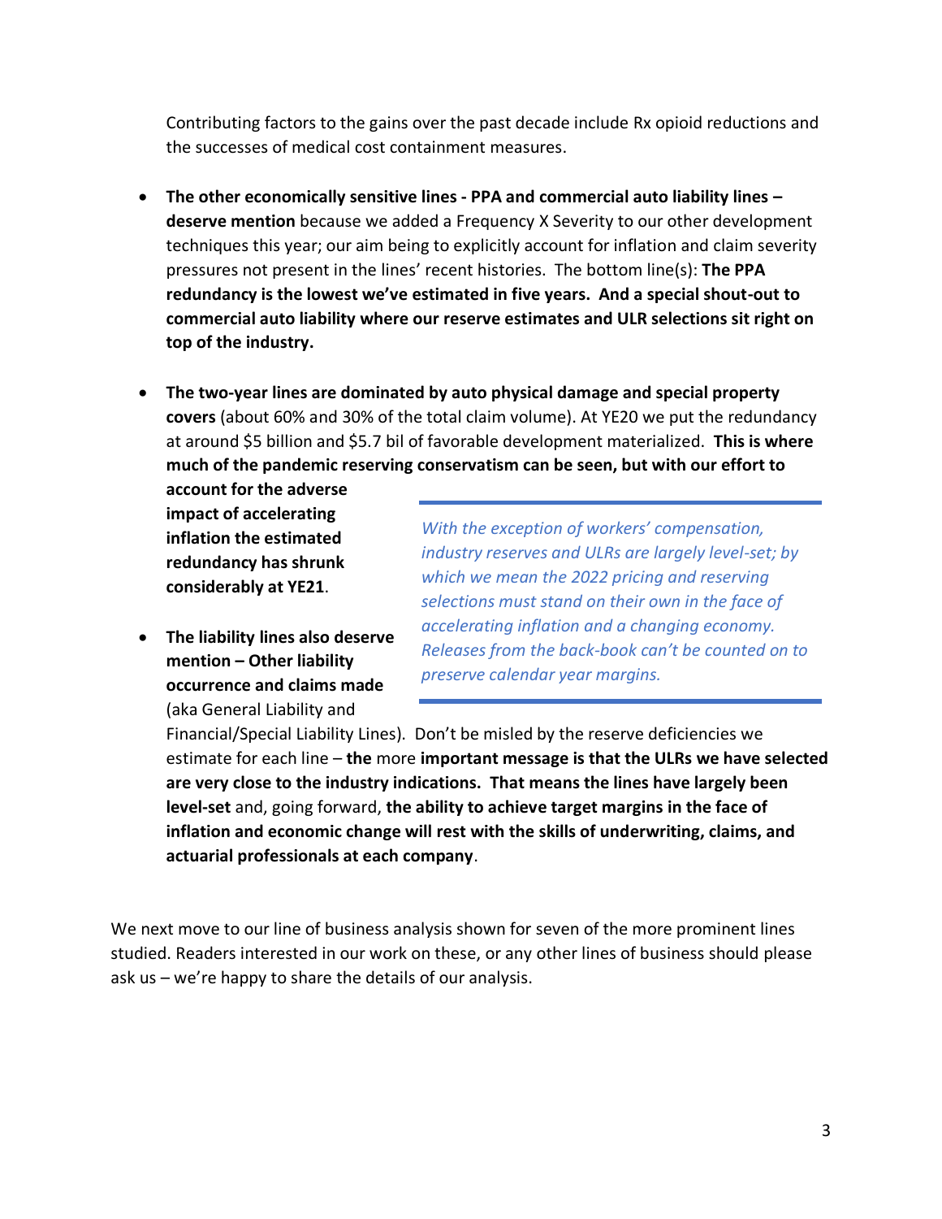Contributing factors to the gains over the past decade include Rx opioid reductions and the successes of medical cost containment measures.

- **The other economically sensitive lines - PPA and commercial auto liability lines – deserve mention** because we added a Frequency X Severity to our other development techniques this year; our aim being to explicitly account for inflation and claim severity pressures not present in the lines' recent histories. The bottom line(s): **The PPA redundancy is the lowest we've estimated in five years. And a special shout-out to commercial auto liability where our reserve estimates and ULR selections sit right on top of the industry.**

- **The two-year lines are dominated by auto physical damage and special property covers** (about 60% and 30% of the total claim volume). At YE20 we put the redundancy at around $5 billion and $5.7 bil of favorable development materialized. **This is where much of the pandemic reserving conservatism can be seen, but with our effort to account for the adverse impact of accelerating inflation the estimated redundancy has shrunk considerably at YE21**.

- **The liability lines also deserve mention – Other liability occurrence and claims made** (aka General Liability and Financial/Special Liability Lines). Don't be misled by the reserve deficiencies we estimate for each line – **the** more **important message is that the ULRs we have selected are very close to the industry indications. That means the lines have largely been level-set** and, going forward, **the ability to achieve target margins in the face of inflation and economic change will rest with the skills of underwriting, claims, and actuarial professionals at each company**.

> *With the exception of workers' compensation, industry reserves and ULRs are largely level-set; by which we mean the 2022 pricing and reserving selections must stand on their own in the face of accelerating inflation and a changing economy. Releases from the back-book can't be counted on to preserve calendar year margins.*

We next move to our line of business analysis shown for seven of the more prominent lines studied. Readers interested in our work on these, or any other lines of business should please ask us – we're happy to share the details of our analysis.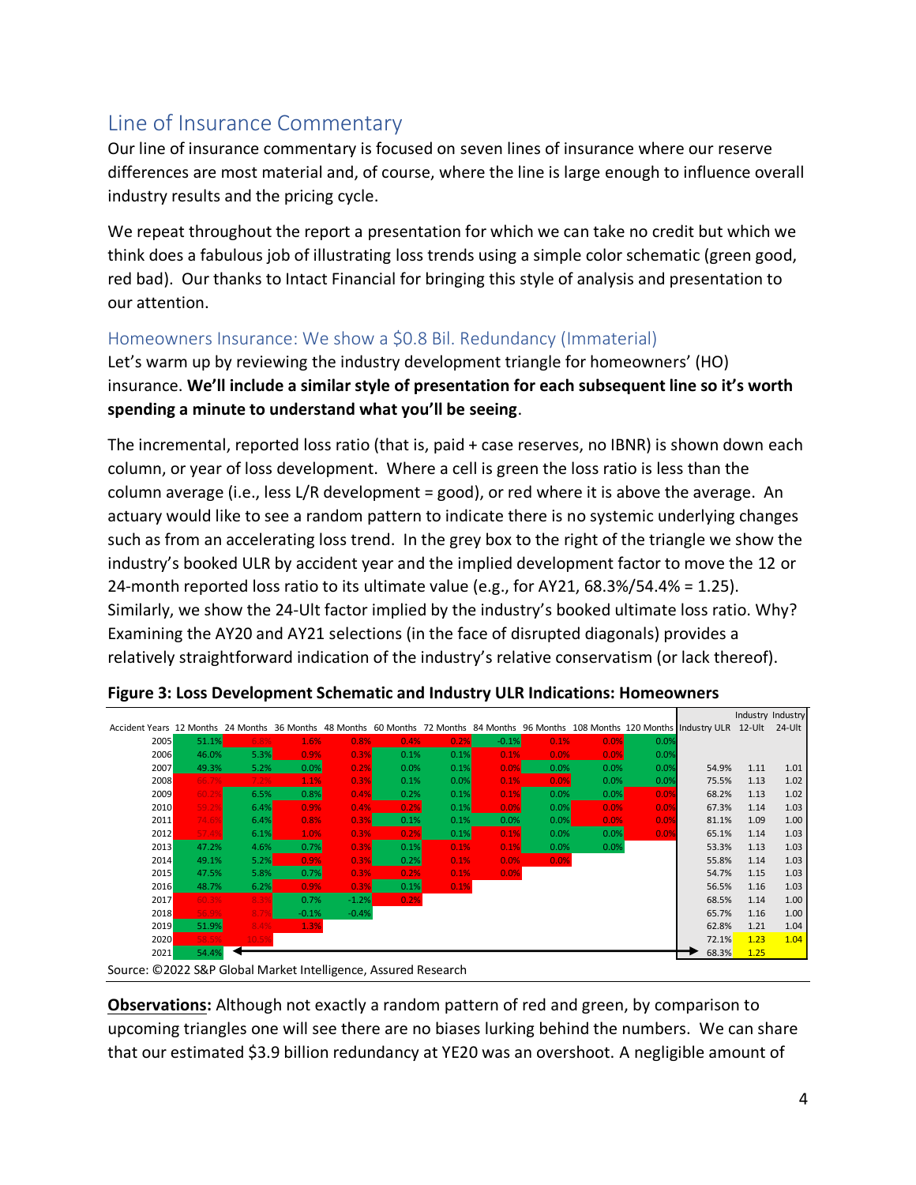## Line of Insurance Commentary

Our line of insurance commentary is focused on seven lines of insurance where our reserve differences are most material and, of course, where the line is large enough to influence overall industry results and the pricing cycle.

We repeat throughout the report a presentation for which we can take no credit but which we think does a fabulous job of illustrating loss trends using a simple color schematic (green good, red bad). Our thanks to Intact Financial for bringing this style of analysis and presentation to our attention.

### Homeowners Insurance: We show a $0.8 Bil. Redundancy (Immaterial)

Let's warm up by reviewing the industry development triangle for homeowners' (HO) insurance. **We'll include a similar style of presentation for each subsequent line so it's worth spending a minute to understand what you'll be seeing**.

The incremental, reported loss ratio (that is, paid + case reserves, no IBNR) is shown down each column, or year of loss development. Where a cell is green the loss ratio is less than the column average (i.e., less L/R development = good), or red where it is above the average. An actuary would like to see a random pattern to indicate there is no systemic underlying changes such as from an accelerating loss trend. In the grey box to the right of the triangle we show the industry's booked ULR by accident year and the implied development factor to move the 12 or 24-month reported loss ratio to its ultimate value (e.g., for AY21, 68.3%/54.4% = 1.25). Similarly, we show the 24-Ult factor implied by the industry's booked ultimate loss ratio. Why? Examining the AY20 and AY21 selections (in the face of disrupted diagonals) provides a relatively straightforward indication of the industry's relative conservatism (or lack thereof).

**Figure 3: Loss Development Schematic and Industry ULR Indications: Homeowners**

| Accident Years | 12 Months | 24 Months | 36 Months | 48 Months | 60 Months | 72 Months | 84 Months | 96 Months | 108 Months | 120 Months | Industry ULR | Industry 12-Ult | Industry 24-Ult |
|---|---|---|---|---|---|---|---|---|---|---|---|---|---|
| 2005 | 51.1% | 6.8% | 1.6% | 0.8% | 0.4% | 0.2% | -0.1% | 0.1% | 0.0% | 0.0% | | | |
| 2006 | 46.0% | 5.3% | 0.9% | 0.3% | 0.1% | 0.1% | 0.1% | 0.0% | 0.0% | 0.0% | | | |
| 2007 | 49.3% | 5.2% | 0.0% | 0.2% | 0.0% | 0.1% | 0.0% | 0.0% | 0.0% | 0.0% | 54.9% | 1.11 | 1.01 |
| 2008 | 66.7% | 7.2% | 1.1% | 0.3% | 0.1% | 0.0% | 0.1% | 0.0% | 0.0% | 0.0% | 75.5% | 1.13 | 1.02 |
| 2009 | 60.2% | 6.5% | 0.8% | 0.4% | 0.2% | 0.1% | 0.1% | 0.0% | 0.0% | 0.0% | 68.2% | 1.13 | 1.02 |
| 2010 | 59.2% | 6.4% | 0.9% | 0.4% | 0.2% | 0.1% | 0.0% | 0.0% | 0.0% | 0.0% | 67.3% | 1.14 | 1.03 |
| 2011 | 74.6% | 6.4% | 0.8% | 0.3% | 0.1% | 0.1% | 0.0% | 0.0% | 0.0% | 0.0% | 81.1% | 1.09 | 1.00 |
| 2012 | 57.4% | 6.1% | 1.0% | 0.3% | 0.2% | 0.1% | 0.1% | 0.0% | 0.0% | 0.0% | 65.1% | 1.14 | 1.03 |
| 2013 | 47.2% | 4.6% | 0.7% | 0.3% | 0.1% | 0.1% | 0.1% | 0.0% | 0.0% | | 53.3% | 1.13 | 1.03 |
| 2014 | 49.1% | 5.2% | 0.9% | 0.3% | 0.2% | 0.1% | 0.0% | 0.0% | | | 55.8% | 1.14 | 1.03 |
| 2015 | 47.5% | 5.8% | 0.7% | 0.3% | 0.2% | 0.1% | 0.0% | | | | 54.7% | 1.15 | 1.03 |
| 2016 | 48.7% | 6.2% | 0.9% | 0.3% | 0.1% | 0.1% | | | | | 56.5% | 1.16 | 1.03 |
| 2017 | 60.3% | 8.3% | 0.7% | -1.2% | 0.2% | | | | | | 68.5% | 1.14 | 1.00 |
| 2018 | 56.9% | 8.7% | -0.1% | -0.4% | | | | | | | 65.7% | 1.16 | 1.00 |
| 2019 | 51.9% | 8.4% | 1.3% | | | | | | | | 62.8% | 1.21 | 1.04 |
| 2020 | 58.5% | 10.5% | | | | | | | | | 72.1% | 1.23 | 1.04 |
| 2021 | 54.4% | | | | | | | | | | 68.3% | 1.25 | |

Source: ©2022 S&P Global Market Intelligence, Assured Research

**Observations:** Although not exactly a random pattern of red and green, by comparison to upcoming triangles one will see there are no biases lurking behind the numbers. We can share that our estimated $3.9 billion redundancy at YE20 was an overshoot. A negligible amount of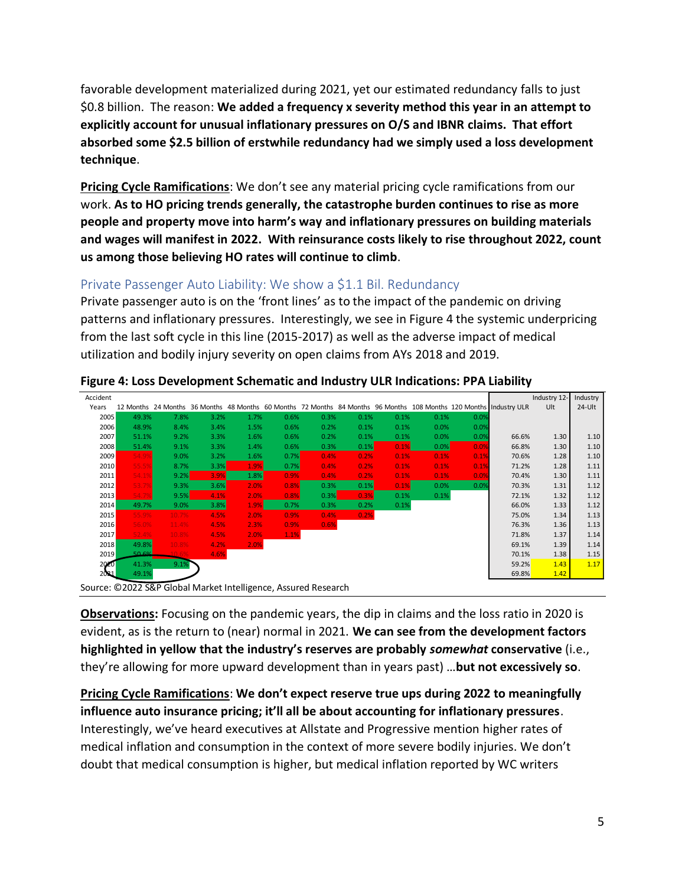favorable development materialized during 2021, yet our estimated redundancy falls to just $0.8 billion. The reason: **We added a frequency x severity method this year in an attempt to explicitly account for unusual inflationary pressures on O/S and IBNR claims. That effort absorbed some $2.5 billion of erstwhile redundancy had we simply used a loss development technique**.

**Pricing Cycle Ramifications**: We don't see any material pricing cycle ramifications from our work. **As to HO pricing trends generally, the catastrophe burden continues to rise as more people and property move into harm's way and inflationary pressures on building materials and wages will manifest in 2022. With reinsurance costs likely to rise throughout 2022, count us among those believing HO rates will continue to climb**.

## Private Passenger Auto Liability: We show a $1.1 Bil. Redundancy

Private passenger auto is on the 'front lines' as to the impact of the pandemic on driving patterns and inflationary pressures. Interestingly, we see in Figure 4 the systemic underpricing from the last soft cycle in this line (2015-2017) as well as the adverse impact of medical utilization and bodily injury severity on open claims from AYs 2018 and 2019.

**Figure 4: Loss Development Schematic and Industry ULR Indications: PPA Liability**

| Accident Years | 12 Months | 24 Months | 36 Months | 48 Months | 60 Months | 72 Months | 84 Months | 96 Months | 108 Months | 120 Months | Industry ULR | Industry 12-Ult | Industry 24-Ult |
|---|---|---|---|---|---|---|---|---|---|---|---|---|---|
| 2005 | 49.3% | 7.8% | 3.2% | 1.7% | 0.6% | 0.3% | 0.1% | 0.1% | 0.1% | 0.0% | | | |
| 2006 | 48.9% | 8.4% | 3.4% | 1.5% | 0.6% | 0.2% | 0.1% | 0.1% | 0.0% | 0.0% | | | |
| 2007 | 51.1% | 9.2% | 3.3% | 1.6% | 0.6% | 0.2% | 0.1% | 0.1% | 0.0% | 0.0% | 66.6% | 1.30 | 1.10 |
| 2008 | 51.4% | 9.1% | 3.3% | 1.4% | 0.6% | 0.3% | 0.1% | 0.1% | 0.0% | 0.0% | 66.8% | 1.30 | 1.10 |
| 2009 | 54.9% | 9.0% | 3.2% | 1.6% | 0.7% | 0.4% | 0.2% | 0.1% | 0.1% | 0.1% | 70.6% | 1.28 | 1.10 |
| 2010 | 55.5% | 8.7% | 3.3% | 1.9% | 0.7% | 0.4% | 0.2% | 0.1% | 0.1% | 0.1% | 71.2% | 1.28 | 1.11 |
| 2011 | 54.1% | 9.2% | 3.9% | 1.8% | 0.9% | 0.4% | 0.2% | 0.1% | 0.1% | 0.0% | 70.4% | 1.30 | 1.11 |
| 2012 | 53.7% | 9.3% | 3.6% | 2.0% | 0.8% | 0.3% | 0.1% | 0.1% | 0.0% | 0.0% | 70.3% | 1.31 | 1.12 |
| 2013 | 54.2% | 9.5% | 4.1% | 2.0% | 0.8% | 0.3% | 0.3% | 0.1% | 0.1% | | 72.1% | 1.32 | 1.12 |
| 2014 | 49.7% | 9.0% | 3.8% | 1.9% | 0.7% | 0.3% | 0.2% | 0.1% | | | 66.0% | 1.33 | 1.12 |
| 2015 | 55.9% | 10.7% | 4.5% | 2.0% | 0.9% | 0.4% | 0.2% | | | | 75.0% | 1.34 | 1.13 |
| 2016 | 56.0% | 11.4% | 4.5% | 2.3% | 0.9% | 0.6% | | | | | 76.3% | 1.36 | 1.13 |
| 2017 | 52.4% | 10.8% | 4.5% | 2.0% | 1.1% | | | | | | 71.8% | 1.37 | 1.14 |
| 2018 | 49.8% | 10.8% | 4.2% | 2.0% | | | | | | | 69.1% | 1.39 | 1.14 |
| 2019 | 50.6% | 10.6% | 4.6% | | | | | | | | 70.1% | 1.38 | 1.15 |
| 2020 | 41.3% | 9.1% | | | | | | | | | 59.2% | 1.43 | 1.17 |
| 2021 | 49.1% | | | | | | | | | | 69.8% | 1.42 | |

Source: ©2022 S&P Global Market Intelligence, Assured Research

**Observations:** Focusing on the pandemic years, the dip in claims and the loss ratio in 2020 is evident, as is the return to (near) normal in 2021. **We can see from the development factors highlighted in yellow that the industry's reserves are probably *somewhat* conservative** (i.e., they're allowing for more upward development than in years past) …**but not excessively so**.

**Pricing Cycle Ramifications**: **We don't expect reserve true ups during 2022 to meaningfully influence auto insurance pricing; it'll all be about accounting for inflationary pressures**. Interestingly, we've heard executives at Allstate and Progressive mention higher rates of medical inflation and consumption in the context of more severe bodily injuries. We don't doubt that medical consumption is higher, but medical inflation reported by WC writers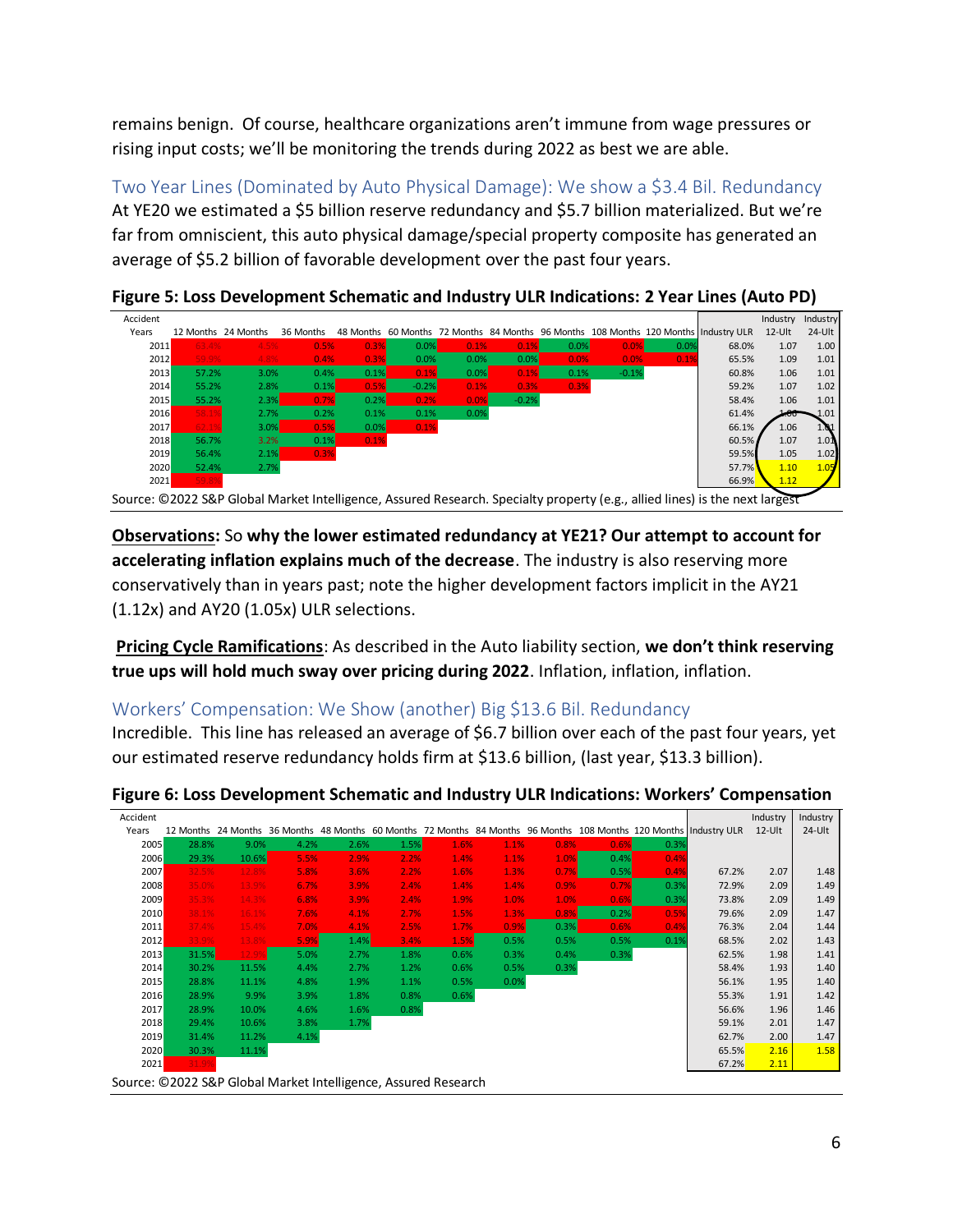remains benign. Of course, healthcare organizations aren't immune from wage pressures or rising input costs; we'll be monitoring the trends during 2022 as best we are able.

## Two Year Lines (Dominated by Auto Physical Damage): We show a $3.4 Bil. Redundancy

At YE20 we estimated a $5 billion reserve redundancy and $5.7 billion materialized. But we're far from omniscient, this auto physical damage/special property composite has generated an average of $5.2 billion of favorable development over the past four years.

**Figure 5: Loss Development Schematic and Industry ULR Indications: 2 Year Lines (Auto PD)**

| Accident Years | 12 Months | 24 Months | 36 Months | 48 Months | 60 Months | 72 Months | 84 Months | 96 Months | 108 Months | 120 Months | Industry ULR | Industry 12-Ult | Industry 24-Ult |
|---|---|---|---|---|---|---|---|---|---|---|---|---|---|
| 2011 | 63.4% | 4.5% | 0.5% | 0.3% | 0.0% | 0.1% | 0.1% | 0.0% | 0.0% | 0.0% | 68.0% | 1.07 | 1.00 |
| 2012 | 59.9% | 4.8% | 0.4% | 0.3% | 0.0% | 0.0% | 0.0% | 0.0% | 0.0% | 0.1% | 65.5% | 1.09 | 1.01 |
| 2013 | 57.2% | 3.0% | 0.4% | 0.1% | 0.1% | 0.0% | 0.1% | 0.1% | -0.1% | | 60.8% | 1.06 | 1.01 |
| 2014 | 55.2% | 2.8% | 0.1% | 0.5% | -0.2% | 0.1% | 0.3% | 0.3% | | | 59.2% | 1.07 | 1.02 |
| 2015 | 55.2% | 2.3% | 0.7% | 0.2% | 0.2% | 0.0% | -0.2% | | | | 58.4% | 1.06 | 1.01 |
| 2016 | 58.1% | 2.7% | 0.2% | 0.1% | 0.1% | 0.0% | | | | | 61.4% | 1.06 | 1.01 |
| 2017 | 62.1% | 3.0% | 0.5% | 0.0% | 0.1% | | | | | | 66.1% | 1.06 | 1.01 |
| 2018 | 56.7% | 3.2% | 0.1% | 0.1% | | | | | | | 60.5% | 1.07 | 1.01 |
| 2019 | 56.4% | 2.1% | 0.3% | | | | | | | | 59.5% | 1.05 | 1.02 |
| 2020 | 52.4% | 2.7% | | | | | | | | | 57.7% | 1.10 | 1.05 |
| 2021 | 59.8% | | | | | | | | | | 66.9% | 1.12 | |

Source: ©2022 S&P Global Market Intelligence, Assured Research. Specialty property (e.g., allied lines) is the next largest

**Observations:** So **why the lower estimated redundancy at YE21? Our attempt to account for accelerating inflation explains much of the decrease**. The industry is also reserving more conservatively than in years past; note the higher development factors implicit in the AY21 (1.12x) and AY20 (1.05x) ULR selections.

**Pricing Cycle Ramifications**: As described in the Auto liability section, **we don't think reserving true ups will hold much sway over pricing during 2022**. Inflation, inflation, inflation.

## Workers' Compensation: We Show (another) Big $13.6 Bil. Redundancy

Incredible. This line has released an average of $6.7 billion over each of the past four years, yet our estimated reserve redundancy holds firm at $13.6 billion, (last year, $13.3 billion).

**Figure 6: Loss Development Schematic and Industry ULR Indications: Workers' Compensation**

| Accident Years | 12 Months | 24 Months | 36 Months | 48 Months | 60 Months | 72 Months | 84 Months | 96 Months | 108 Months | 120 Months | Industry ULR | Industry 12-Ult | Industry 24-Ult |
|---|---|---|---|---|---|---|---|---|---|---|---|---|---|
| 2005 | 28.8% | 9.0% | 4.2% | 2.6% | 1.5% | 1.6% | 1.1% | 0.8% | 0.6% | 0.3% | | | |
| 2006 | 29.3% | 10.6% | 5.5% | 2.9% | 2.2% | 1.4% | 1.1% | 1.0% | 0.4% | 0.4% | | | |
| 2007 | 32.5% | 12.8% | 5.8% | 3.6% | 2.2% | 1.6% | 1.3% | 0.7% | 0.5% | 0.4% | 67.2% | 2.07 | 1.48 |
| 2008 | 35.0% | 13.9% | 6.7% | 3.9% | 2.4% | 1.4% | 1.4% | 0.9% | 0.7% | 0.3% | 72.9% | 2.09 | 1.49 |
| 2009 | 35.3% | 14.3% | 6.8% | 3.9% | 2.4% | 1.9% | 1.0% | 1.0% | 0.6% | 0.3% | 73.8% | 2.09 | 1.49 |
| 2010 | 38.1% | 16.1% | 7.6% | 4.1% | 2.7% | 1.5% | 1.3% | 0.8% | 0.2% | 0.5% | 79.6% | 2.09 | 1.47 |
| 2011 | 37.4% | 15.4% | 7.0% | 4.1% | 2.5% | 1.7% | 0.9% | 0.3% | 0.6% | 0.4% | 76.3% | 2.04 | 1.44 |
| 2012 | 33.9% | 13.8% | 5.9% | 1.4% | 3.4% | 1.5% | 0.5% | 0.5% | 0.5% | 0.1% | 68.5% | 2.02 | 1.43 |
| 2013 | 31.5% | 12.9% | 5.0% | 2.7% | 1.8% | 0.6% | 0.3% | 0.4% | 0.3% | | 62.5% | 1.98 | 1.41 |
| 2014 | 30.2% | 11.5% | 4.4% | 2.7% | 1.2% | 0.6% | 0.5% | 0.3% | | | 58.4% | 1.93 | 1.40 |
| 2015 | 28.8% | 11.1% | 4.8% | 1.9% | 1.1% | 0.5% | 0.0% | | | | 56.1% | 1.95 | 1.40 |
| 2016 | 28.9% | 9.9% | 3.9% | 1.8% | 0.8% | 0.6% | | | | | 55.3% | 1.91 | 1.42 |
| 2017 | 28.9% | 10.0% | 4.6% | 1.6% | 0.8% | | | | | | 56.6% | 1.96 | 1.46 |
| 2018 | 29.4% | 10.6% | 3.8% | 1.7% | | | | | | | 59.1% | 2.01 | 1.47 |
| 2019 | 31.4% | 11.2% | 4.1% | | | | | | | | 62.7% | 2.00 | 1.47 |
| 2020 | 30.3% | 11.1% | | | | | | | | | 65.5% | 2.16 | 1.58 |
| 2021 | 31.9% | | | | | | | | | | 67.2% | 2.11 | |

Source: ©2022 S&P Global Market Intelligence, Assured Research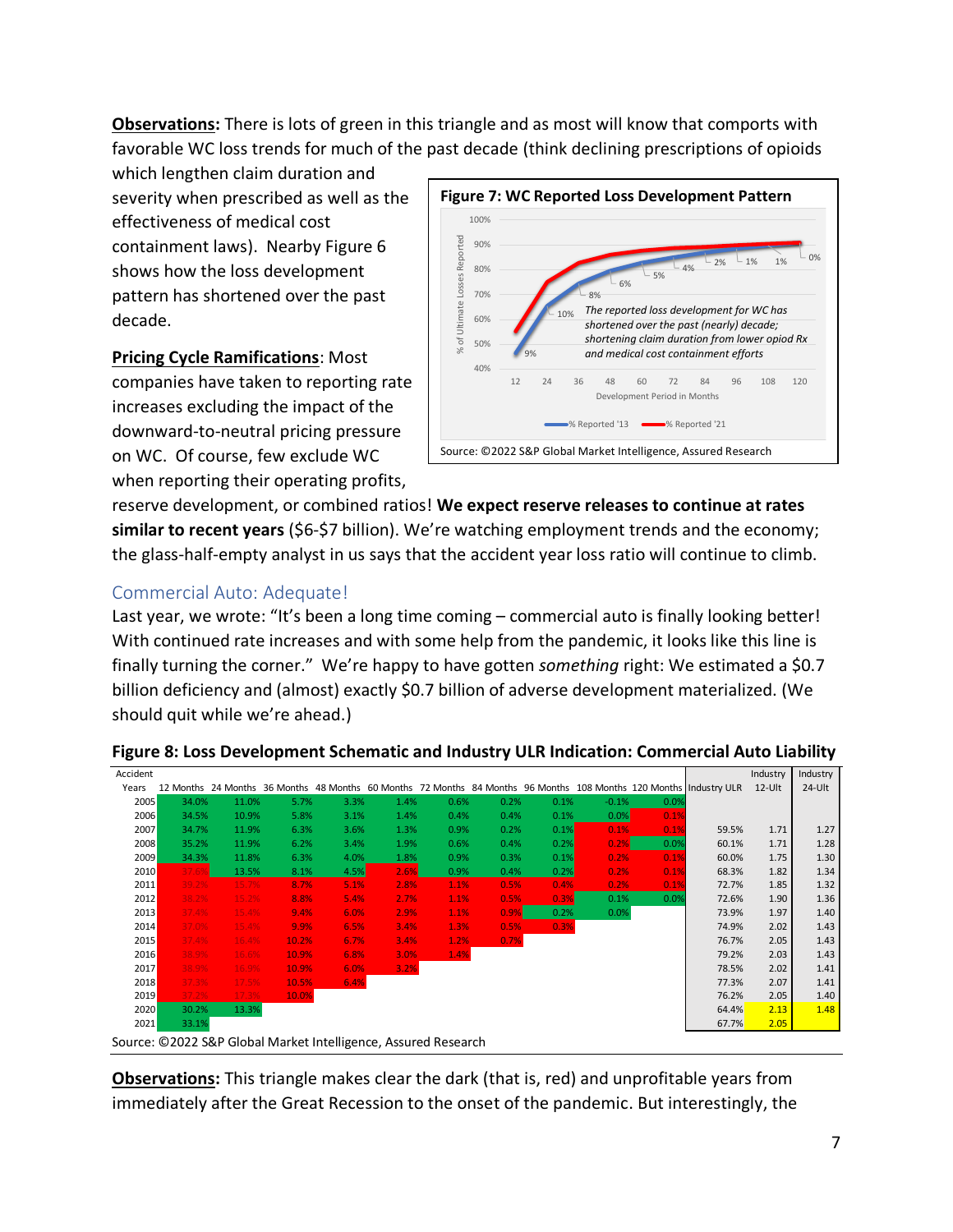**Observations:** There is lots of green in this triangle and as most will know that comports with favorable WC loss trends for much of the past decade (think declining prescriptions of opioids which lengthen claim duration and severity when prescribed as well as the effectiveness of medical cost containment laws). Nearby Figure 6 shows how the loss development pattern has shortened over the past decade.

**Figure 7: WC Reported Loss Development Pattern**

*The reported loss development for WC has shortened over the past (nearly) decade; shortening claim duration from lower opiod Rx and medical cost containment efforts*

Source: ©2022 S&P Global Market Intelligence, Assured Research

**Pricing Cycle Ramifications**: Most companies have taken to reporting rate increases excluding the impact of the downward-to-neutral pricing pressure on WC. Of course, few exclude WC when reporting their operating profits, reserve development, or combined ratios! **We expect reserve releases to continue at rates similar to recent years** ($6-$7 billion). We're watching employment trends and the economy; the glass-half-empty analyst in us says that the accident year loss ratio will continue to climb.

## Commercial Auto: Adequate!

Last year, we wrote: "It's been a long time coming – commercial auto is finally looking better! With continued rate increases and with some help from the pandemic, it looks like this line is finally turning the corner." We're happy to have gotten *something* right: We estimated a $0.7 billion deficiency and (almost) exactly $0.7 billion of adverse development materialized. (We should quit while we're ahead.)

**Figure 8: Loss Development Schematic and Industry ULR Indication: Commercial Auto Liability**

| Accident Years | 12 Months | 24 Months | 36 Months | 48 Months | 60 Months | 72 Months | 84 Months | 96 Months | 108 Months | 120 Months | Industry ULR | Industry 12-Ult | Industry 24-Ult |
|---|---|---|---|---|---|---|---|---|---|---|---|---|---|
| 2005 | 34.0% | 11.0% | 5.7% | 3.3% | 1.4% | 0.6% | 0.2% | 0.1% | -0.1% | 0.0% | | | |
| 2006 | 34.5% | 10.9% | 5.8% | 3.1% | 1.4% | 0.4% | 0.4% | 0.1% | 0.0% | 0.1% | | | |
| 2007 | 34.7% | 11.9% | 6.3% | 3.6% | 1.3% | 0.9% | 0.2% | 0.1% | 0.1% | 0.1% | 59.5% | 1.71 | 1.27 |
| 2008 | 35.2% | 11.9% | 6.2% | 3.4% | 1.9% | 0.6% | 0.4% | 0.2% | 0.2% | 0.0% | 60.1% | 1.71 | 1.28 |
| 2009 | 34.3% | 11.8% | 6.3% | 4.0% | 1.8% | 0.9% | 0.3% | 0.1% | 0.2% | 0.1% | 60.0% | 1.75 | 1.30 |
| 2010 | 37.6% | 13.5% | 8.1% | 4.5% | 2.6% | 0.9% | 0.4% | 0.2% | 0.2% | 0.1% | 68.3% | 1.82 | 1.34 |
| 2011 | 39.2% | 15.7% | 8.7% | 5.1% | 2.8% | 1.1% | 0.5% | 0.4% | 0.2% | 0.1% | 72.7% | 1.85 | 1.32 |
| 2012 | 38.2% | 15.2% | 8.8% | 5.4% | 2.7% | 1.1% | 0.5% | 0.3% | 0.1% | 0.0% | 72.6% | 1.90 | 1.36 |
| 2013 | 37.4% | 15.4% | 9.4% | 6.0% | 2.9% | 1.1% | 0.9% | 0.2% | 0.0% | | 73.9% | 1.97 | 1.40 |
| 2014 | 37.0% | 15.4% | 9.9% | 6.5% | 3.4% | 1.3% | 0.5% | 0.3% | | | 74.9% | 2.02 | 1.43 |
| 2015 | 37.4% | 16.4% | 10.2% | 6.7% | 3.4% | 1.2% | 0.7% | | | | 76.7% | 2.05 | 1.43 |
| 2016 | 38.9% | 16.6% | 10.9% | 6.8% | 3.0% | 1.4% | | | | | 79.2% | 2.03 | 1.43 |
| 2017 | 38.9% | 16.9% | 10.9% | 6.0% | 3.2% | | | | | | 78.5% | 2.02 | 1.41 |
| 2018 | 37.3% | 17.5% | 10.5% | 6.4% | | | | | | | 77.3% | 2.07 | 1.41 |
| 2019 | 37.2% | 17.3% | 10.0% | | | | | | | | 76.2% | 2.05 | 1.40 |
| 2020 | 30.2% | 13.3% | | | | | | | | | 64.4% | 2.13 | 1.48 |
| 2021 | 33.1% | | | | | | | | | | 67.7% | 2.05 | |

Source: ©2022 S&P Global Market Intelligence, Assured Research

**Observations:** This triangle makes clear the dark (that is, red) and unprofitable years from immediately after the Great Recession to the onset of the pandemic. But interestingly, the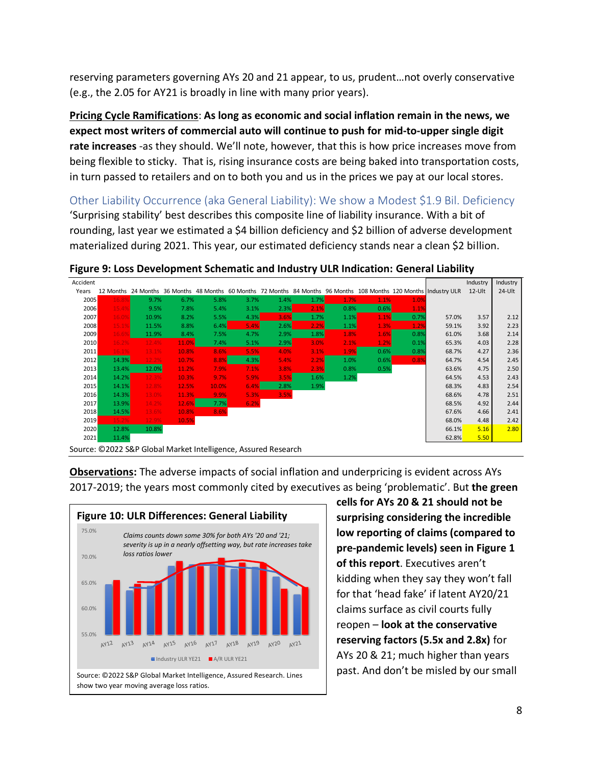reserving parameters governing AYs 20 and 21 appear, to us, prudent…not overly conservative (e.g., the 2.05 for AY21 is broadly in line with many prior years).

**Pricing Cycle Ramifications**: **As long as economic and social inflation remain in the news, we expect most writers of commercial auto will continue to push for mid-to-upper single digit rate increases** -as they should. We'll note, however, that this is how price increases move from being flexible to sticky. That is, rising insurance costs are being baked into transportation costs, in turn passed to retailers and on to both you and us in the prices we pay at our local stores.

## Other Liability Occurrence (aka General Liability): We show a Modest $1.9 Bil. Deficiency

'Surprising stability' best describes this composite line of liability insurance. With a bit of rounding, last year we estimated a $4 billion deficiency and $2 billion of adverse development materialized during 2021. This year, our estimated deficiency stands near a clean $2 billion.

**Figure 9: Loss Development Schematic and Industry ULR Indication: General Liability**

| Accident Years | 12 Months | 24 Months | 36 Months | 48 Months | 60 Months | 72 Months | 84 Months | 96 Months | 108 Months | 120 Months | Industry ULR | Industry 12-Ult | Industry 24-Ult |
|---|---|---|---|---|---|---|---|---|---|---|---|---|---|
| 2005 | 16.8% | 9.7% | 6.7% | 5.8% | 3.7% | 1.4% | 1.7% | 1.7% | 1.1% | 1.0% | | | |
| 2006 | 15.4% | 9.5% | 7.8% | 5.4% | 3.1% | 2.3% | 2.1% | 0.8% | 0.6% | 1.1% | | | |
| 2007 | 16.0% | 10.9% | 8.2% | 5.5% | 4.3% | 3.6% | 1.7% | 1.1% | 1.1% | 0.7% | 57.0% | 3.57 | 2.12 |
| 2008 | 15.1% | 11.5% | 8.8% | 6.4% | 5.4% | 2.6% | 2.2% | 1.1% | 1.3% | 1.2% | 59.1% | 3.92 | 2.23 |
| 2009 | 16.6% | 11.9% | 8.4% | 7.5% | 4.7% | 2.9% | 1.8% | 1.8% | 1.6% | 0.8% | 61.0% | 3.68 | 2.14 |
| 2010 | 16.2% | 12.4% | 11.0% | 7.4% | 5.1% | 2.9% | 3.0% | 2.1% | 1.2% | 0.1% | 65.3% | 4.03 | 2.28 |
| 2011 | 15.1% | 13.1% | 10.8% | 8.6% | 5.5% | 4.0% | 3.1% | 1.9% | 0.6% | 0.8% | 68.7% | 4.27 | 2.36 |
| 2012 | 14.3% | 12.2% | 10.7% | 8.8% | 4.3% | 5.4% | 2.2% | 1.0% | 0.6% | 0.8% | 64.7% | 4.54 | 2.45 |
| 2013 | 13.4% | 12.0% | 11.2% | 7.9% | 7.1% | 3.8% | 2.3% | 0.8% | 0.5% | | 63.6% | 4.75 | 2.50 |
| 2014 | 14.2% | 12.3% | 10.3% | 9.7% | 5.9% | 3.5% | 1.6% | 1.2% | | | 64.5% | 4.53 | 2.43 |
| 2015 | 14.1% | 12.8% | 12.5% | 10.0% | 6.4% | 2.8% | 1.9% | | | | 68.3% | 4.83 | 2.54 |
| 2016 | 14.3% | 13.0% | 11.3% | 9.9% | 5.3% | 3.5% | | | | | 68.6% | 4.78 | 2.51 |
| 2017 | 13.9% | 14.2% | 12.6% | 7.7% | 6.2% | | | | | | 68.5% | 4.92 | 2.44 |
| 2018 | 14.5% | 13.6% | 10.8% | 8.6% | | | | | | | 67.6% | 4.66 | 2.41 |
| 2019 | 15.2% | 12.9% | 10.5% | | | | | | | | 68.0% | 4.48 | 2.42 |
| 2020 | 12.8% | 10.8% | | | | | | | | | 66.1% | 5.16 | 2.80 |
| 2021 | 11.4% | | | | | | | | | | 62.8% | 5.50 | |

Source: ©2022 S&P Global Market Intelligence, Assured Research

**Observations:** The adverse impacts of social inflation and underpricing is evident across AYs 2017-2019; the years most commonly cited by executives as being 'problematic'. But **the green cells for AYs 20 & 21 should not be surprising considering the incredible low reporting of claims (compared to pre-pandemic levels) seen in Figure 1 of this report**. Executives aren't kidding when they say they won't fall for that 'head fake' if latent AY20/21 claims surface as civil courts fully reopen – **look at the conservative reserving factors (5.5x and 2.8x)** for AYs 20 & 21; much higher than years past. And don't be misled by our small

**Figure 10: ULR Differences: General Liability**

*Claims counts down some 30% for both AYs '20 and '21; severity is up in a nearly offsetting way, but rate increases take loss ratios lower*

Source: ©2022 S&P Global Market Intelligence, Assured Research. Lines show two year moving average loss ratios.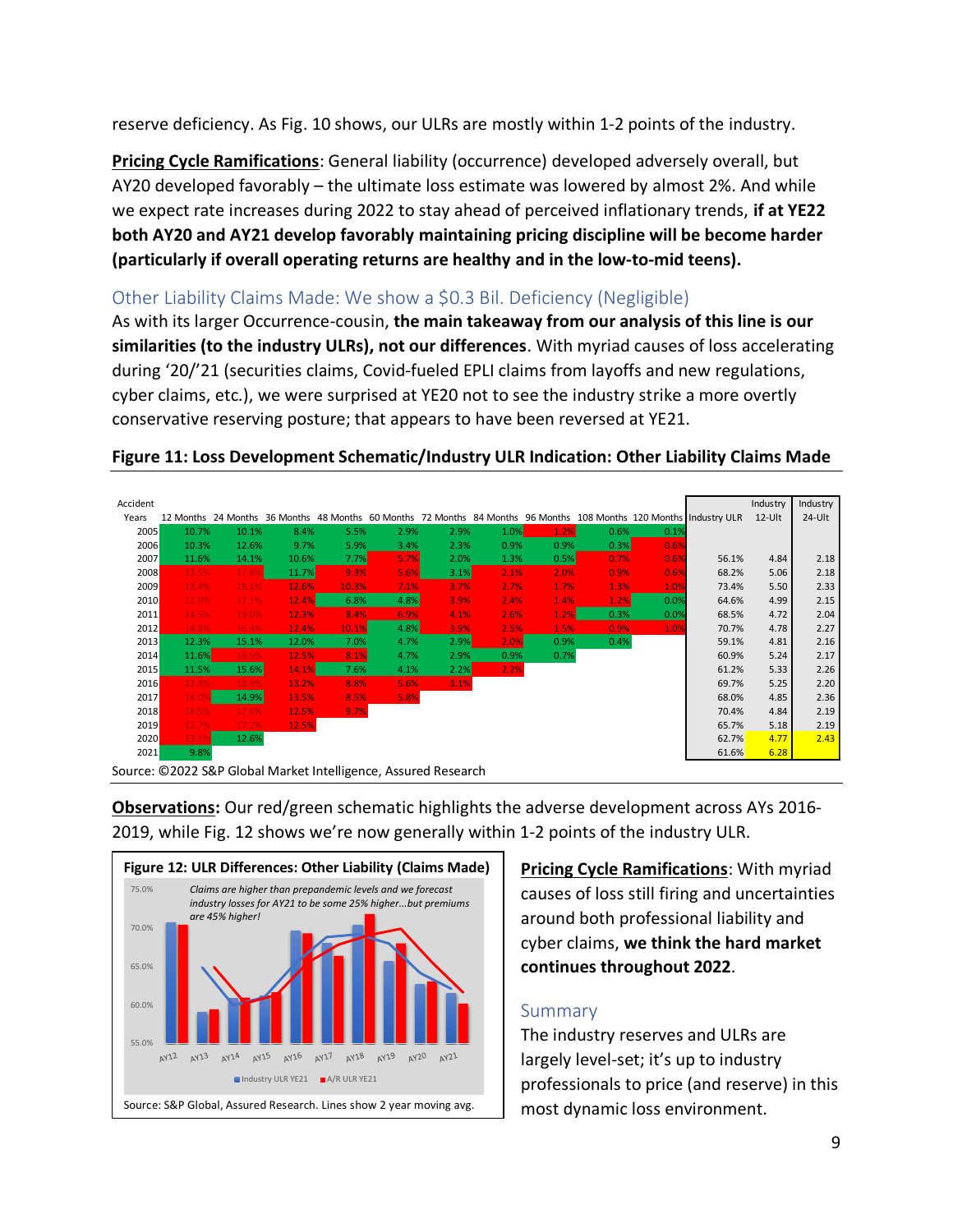reserve deficiency. As Fig. 10 shows, our ULRs are mostly within 1-2 points of the industry.

**Pricing Cycle Ramifications**: General liability (occurrence) developed adversely overall, but AY20 developed favorably – the ultimate loss estimate was lowered by almost 2%. And while we expect rate increases during 2022 to stay ahead of perceived inflationary trends, **if at YE22 both AY20 and AY21 develop favorably maintaining pricing discipline will be become harder (particularly if overall operating returns are healthy and in the low-to-mid teens).**

## Other Liability Claims Made: We show a $0.3 Bil. Deficiency (Negligible)

As with its larger Occurrence-cousin, **the main takeaway from our analysis of this line is our similarities (to the industry ULRs), not our differences**. With myriad causes of loss accelerating during '20/'21 (securities claims, Covid-fueled EPLI claims from layoffs and new regulations, cyber claims, etc.), we were surprised at YE20 not to see the industry strike a more overtly conservative reserving posture; that appears to have been reversed at YE21.

**Figure 11: Loss Development Schematic/Industry ULR Indication: Other Liability Claims Made**

| Accident Years | 12 Months | 24 Months | 36 Months | 48 Months | 60 Months | 72 Months | 84 Months | 96 Months | 108 Months | 120 Months | Industry ULR | Industry 12-Ult | Industry 24-Ult |
|---|---|---|---|---|---|---|---|---|---|---|---|---|---|
| 2005 | 10.7% | 10.1% | 8.4% | 5.5% | 2.9% | 2.9% | 1.0% | 1.2% | 0.6% | 0.1% | | | |
| 2006 | 10.3% | 12.6% | 9.7% | 5.9% | 3.4% | 2.3% | 0.9% | 0.9% | 0.3% | 0.6% | | | |
| 2007 | 11.6% | 14.1% | 10.6% | 7.7% | 5.7% | 2.0% | 1.3% | 0.5% | 0.7% | 0.6% | 56.1% | 4.84 | 2.18 |
| 2008 | 13.5% | 17.8% | 11.7% | 9.3% | 5.6% | 3.1% | 2.1% | 2.0% | 0.9% | 0.6% | 68.2% | 5.06 | 2.18 |
| 2009 | 13.4% | 18.1% | 12.6% | 10.3% | 7.1% | 3.7% | 2.7% | 1.7% | 1.3% | 1.0% | 73.4% | 5.50 | 2.33 |
| 2010 | 12.9% | 17.1% | 12.4% | 6.8% | 4.8% | 3.9% | 2.4% | 1.4% | 1.2% | 0.0% | 64.6% | 4.99 | 2.15 |
| 2011 | 14.5% | 19.0% | 12.3% | 8.4% | 6.9% | 4.1% | 2.6% | 1.2% | 0.3% | 0.0% | 68.5% | 4.72 | 2.04 |
| 2012 | 14.8% | 16.4% | 12.4% | 10.1% | 4.8% | 3.9% | 2.5% | 1.5% | 0.9% | 1.0% | 70.7% | 4.78 | 2.27 |
| 2013 | 12.3% | 15.1% | 12.0% | 7.0% | 4.7% | 2.9% | 2.0% | 0.9% | 0.4% | | 59.1% | 4.81 | 2.16 |
| 2014 | 11.6% | 16.5% | 12.5% | 8.1% | 4.7% | 2.9% | 0.9% | 0.7% | | | 60.9% | 5.24 | 2.17 |
| 2015 | 11.5% | 15.6% | 14.1% | 7.6% | 4.1% | 2.2% | 2.2% | | | | 61.2% | 5.33 | 2.26 |
| 2016 | 13.3% | 18.4% | 13.2% | 8.8% | 5.6% | 3.1% | | | | | 69.7% | 5.25 | 2.20 |
| 2017 | 14.0% | 14.9% | 13.5% | 8.5% | 5.8% | | | | | | 68.0% | 4.85 | 2.36 |
| 2018 | 14.5% | 17.6% | 12.5% | 9.7% | | | | | | | 70.4% | 4.84 | 2.19 |
| 2019 | 12.7% | 17.2% | 12.5% | | | | | | | | 65.7% | 5.18 | 2.19 |
| 2020 | 13.1% | 12.6% | | | | | | | | | 62.7% | 4.77 | 2.43 |
| 2021 | 9.8% | | | | | | | | | | 61.6% | 6.28 | |

Source: ©2022 S&P Global Market Intelligence, Assured Research

**Observations:** Our red/green schematic highlights the adverse development across AYs 2016-2019, while Fig. 12 shows we're now generally within 1-2 points of the industry ULR.

**Figure 12: ULR Differences: Other Liability (Claims Made)**

*Claims are higher than prepandemic levels and we forecast industry losses for AY21 to be some 25% higher...but premiums are 45% higher!*

75.0%
70.0%
65.0%
60.0%
55.0%

AY12 AY13 AY14 AY15 AY16 AY17 AY18 AY19 AY20 AY21

Industry ULR YE21 A/R ULR YE21

Source: S&P Global, Assured Research. Lines show 2 year moving avg.

**Pricing Cycle Ramifications**: With myriad causes of loss still firing and uncertainties around both professional liability and cyber claims, **we think the hard market continues throughout 2022**.

## Summary

The industry reserves and ULRs are largely level-set; it's up to industry professionals to price (and reserve) in this most dynamic loss environment.